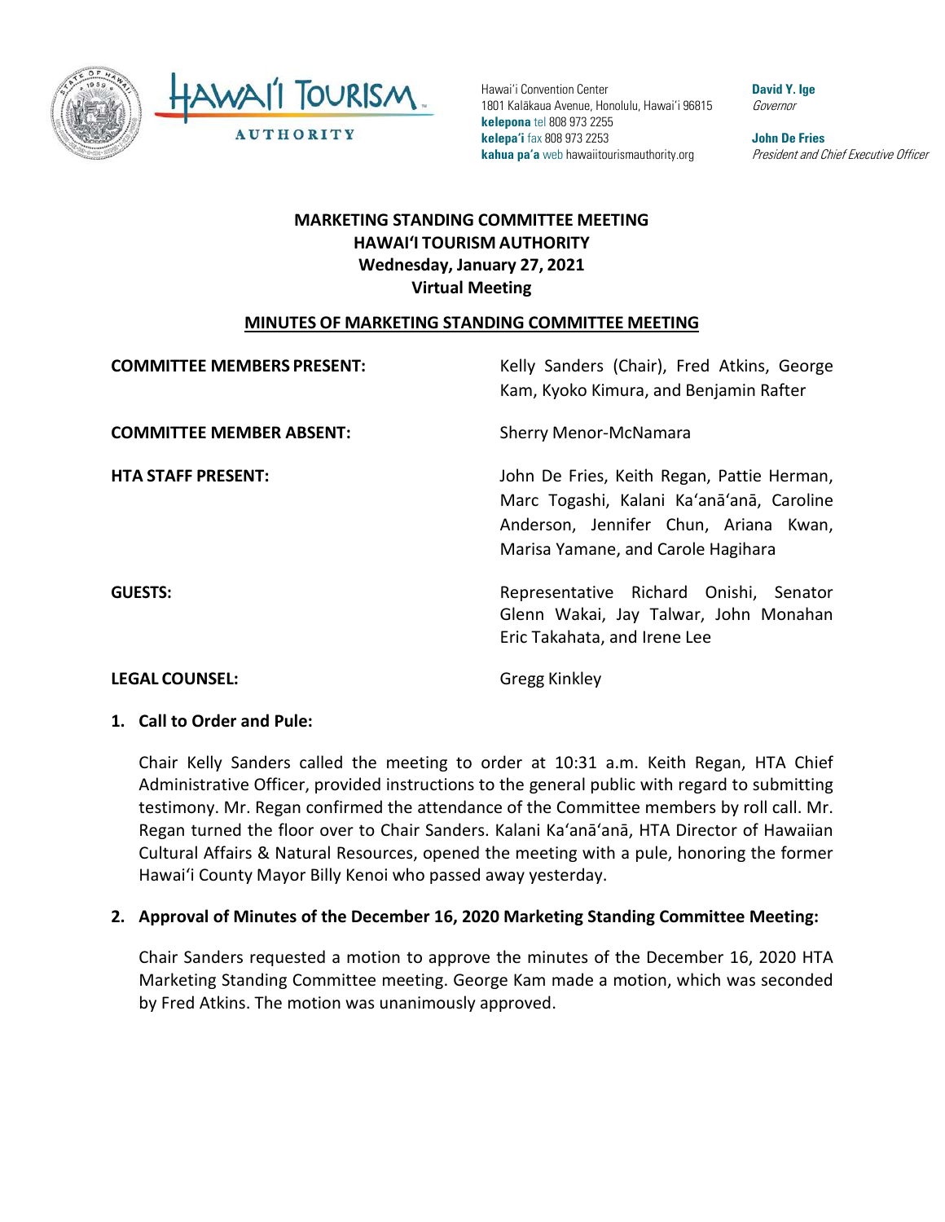Hawai'i Convention Center
1801 Kalākaua Avenue, Honolulu, Hawai'i 96815
**kelepona** tel 808 973 2255
**kelepa'i** fax 808 973 2253
**kahua pa'a** web hawaiitourismauthority.org

**David Y. Ige**
*Governor*

**John De Fries**
*President and Chief Executive Officer*

# MARKETING STANDING COMMITTEE MEETING
# HAWAI'I TOURISM AUTHORITY
## Wednesday, January 27, 2021
## Virtual Meeting

## MINUTES OF MARKETING STANDING COMMITTEE MEETING

| | |
|---|---|
| **COMMITTEE MEMBERS PRESENT:** | Kelly Sanders (Chair), Fred Atkins, George Kam, Kyoko Kimura, and Benjamin Rafter |
| **COMMITTEE MEMBER ABSENT:** | Sherry Menor-McNamara |
| **HTA STAFF PRESENT:** | John De Fries, Keith Regan, Pattie Herman, Marc Togashi, Kalani Ka'anā'anā, Caroline Anderson, Jennifer Chun, Ariana Kwan, Marisa Yamane, and Carole Hagihara |
| **GUESTS:** | Representative Richard Onishi, Senator Glenn Wakai, Jay Talwar, John Monahan Eric Takahata, and Irene Lee |
| **LEGAL COUNSEL:** | Gregg Kinkley |

**1. Call to Order and Pule:**

Chair Kelly Sanders called the meeting to order at 10:31 a.m. Keith Regan, HTA Chief Administrative Officer, provided instructions to the general public with regard to submitting testimony. Mr. Regan confirmed the attendance of the Committee members by roll call. Mr. Regan turned the floor over to Chair Sanders. Kalani Ka'anā'anā, HTA Director of Hawaiian Cultural Affairs & Natural Resources, opened the meeting with a pule, honoring the former Hawai'i County Mayor Billy Kenoi who passed away yesterday.

**2. Approval of Minutes of the December 16, 2020 Marketing Standing Committee Meeting:**

Chair Sanders requested a motion to approve the minutes of the December 16, 2020 HTA Marketing Standing Committee meeting. George Kam made a motion, which was seconded by Fred Atkins. The motion was unanimously approved.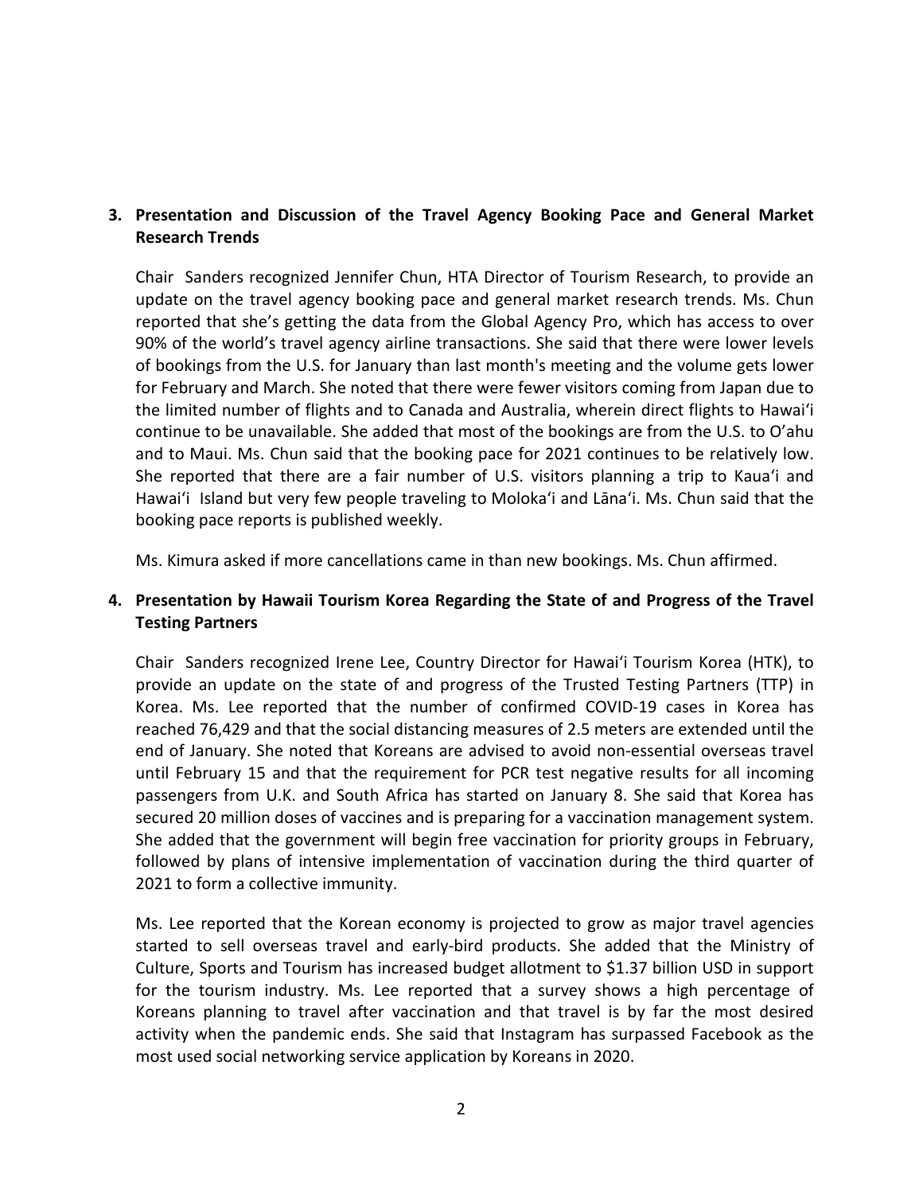**3. Presentation and Discussion of the Travel Agency Booking Pace and General Market Research Trends**

Chair Sanders recognized Jennifer Chun, HTA Director of Tourism Research, to provide an update on the travel agency booking pace and general market research trends. Ms. Chun reported that she's getting the data from the Global Agency Pro, which has access to over 90% of the world's travel agency airline transactions. She said that there were lower levels of bookings from the U.S. for January than last month's meeting and the volume gets lower for February and March. She noted that there were fewer visitors coming from Japan due to the limited number of flights and to Canada and Australia, wherein direct flights to Hawaiʻi continue to be unavailable. She added that most of the bookings are from the U.S. to O'ahu and to Maui. Ms. Chun said that the booking pace for 2021 continues to be relatively low. She reported that there are a fair number of U.S. visitors planning a trip to Kauaʻi and Hawaiʻi Island but very few people traveling to Molokaʻi and Lānaʻi. Ms. Chun said that the booking pace reports is published weekly.

Ms. Kimura asked if more cancellations came in than new bookings. Ms. Chun affirmed.

**4. Presentation by Hawaii Tourism Korea Regarding the State of and Progress of the Travel Testing Partners**

Chair Sanders recognized Irene Lee, Country Director for Hawaiʻi Tourism Korea (HTK), to provide an update on the state of and progress of the Trusted Testing Partners (TTP) in Korea. Ms. Lee reported that the number of confirmed COVID-19 cases in Korea has reached 76,429 and that the social distancing measures of 2.5 meters are extended until the end of January. She noted that Koreans are advised to avoid non-essential overseas travel until February 15 and that the requirement for PCR test negative results for all incoming passengers from U.K. and South Africa has started on January 8. She said that Korea has secured 20 million doses of vaccines and is preparing for a vaccination management system. She added that the government will begin free vaccination for priority groups in February, followed by plans of intensive implementation of vaccination during the third quarter of 2021 to form a collective immunity.

Ms. Lee reported that the Korean economy is projected to grow as major travel agencies started to sell overseas travel and early-bird products. She added that the Ministry of Culture, Sports and Tourism has increased budget allotment to $1.37 billion USD in support for the tourism industry. Ms. Lee reported that a survey shows a high percentage of Koreans planning to travel after vaccination and that travel is by far the most desired activity when the pandemic ends. She said that Instagram has surpassed Facebook as the most used social networking service application by Koreans in 2020.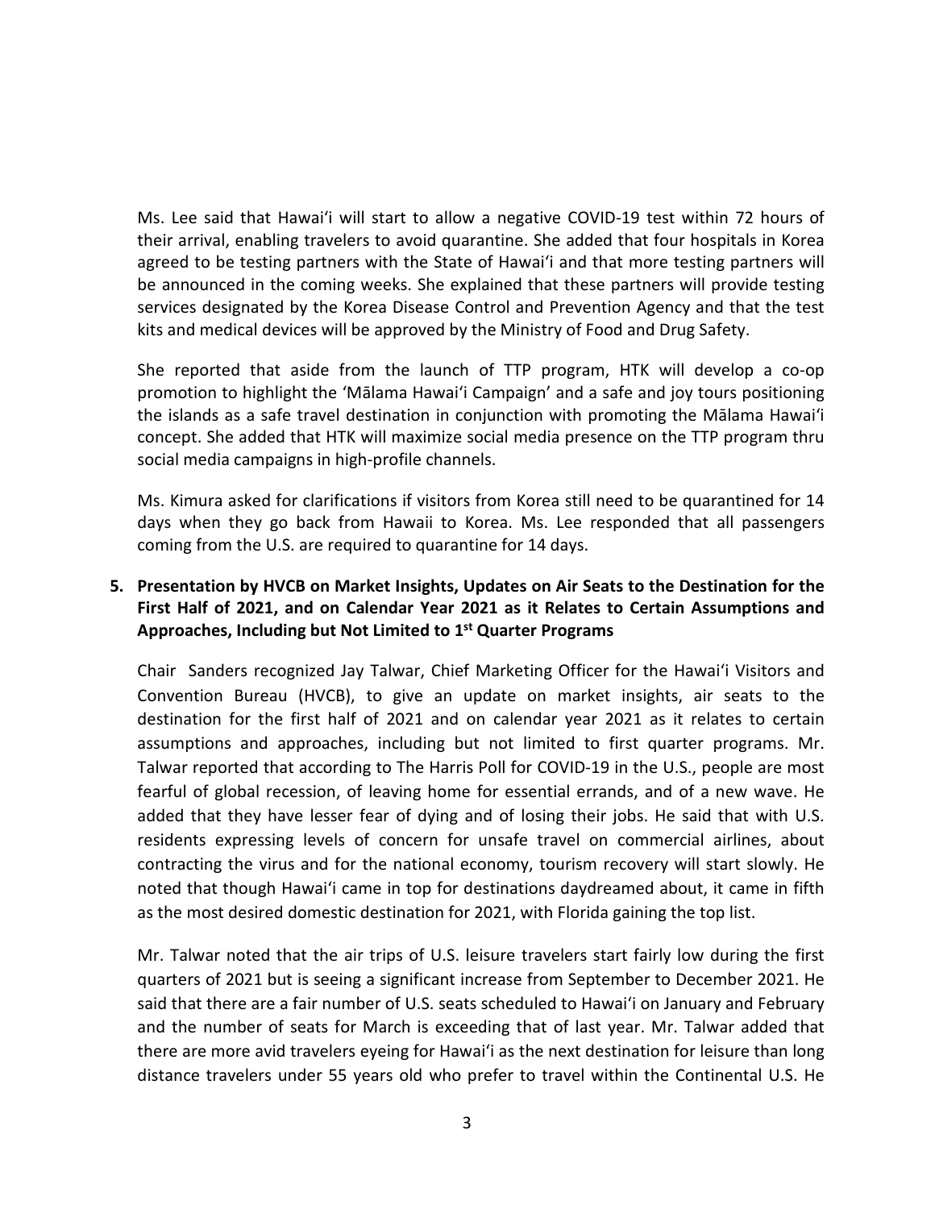Ms. Lee said that Hawaiʻi will start to allow a negative COVID-19 test within 72 hours of their arrival, enabling travelers to avoid quarantine. She added that four hospitals in Korea agreed to be testing partners with the State of Hawaiʻi and that more testing partners will be announced in the coming weeks. She explained that these partners will provide testing services designated by the Korea Disease Control and Prevention Agency and that the test kits and medical devices will be approved by the Ministry of Food and Drug Safety.

She reported that aside from the launch of TTP program, HTK will develop a co-op promotion to highlight the 'Mālama Hawaiʻi Campaign' and a safe and joy tours positioning the islands as a safe travel destination in conjunction with promoting the Mālama Hawaiʻi concept. She added that HTK will maximize social media presence on the TTP program thru social media campaigns in high-profile channels.

Ms. Kimura asked for clarifications if visitors from Korea still need to be quarantined for 14 days when they go back from Hawaii to Korea. Ms. Lee responded that all passengers coming from the U.S. are required to quarantine for 14 days.

**5. Presentation by HVCB on Market Insights, Updates on Air Seats to the Destination for the First Half of 2021, and on Calendar Year 2021 as it Relates to Certain Assumptions and Approaches, Including but Not Limited to 1st Quarter Programs**

Chair Sanders recognized Jay Talwar, Chief Marketing Officer for the Hawaiʻi Visitors and Convention Bureau (HVCB), to give an update on market insights, air seats to the destination for the first half of 2021 and on calendar year 2021 as it relates to certain assumptions and approaches, including but not limited to first quarter programs. Mr. Talwar reported that according to The Harris Poll for COVID-19 in the U.S., people are most fearful of global recession, of leaving home for essential errands, and of a new wave. He added that they have lesser fear of dying and of losing their jobs. He said that with U.S. residents expressing levels of concern for unsafe travel on commercial airlines, about contracting the virus and for the national economy, tourism recovery will start slowly. He noted that though Hawaiʻi came in top for destinations daydreamed about, it came in fifth as the most desired domestic destination for 2021, with Florida gaining the top list.

Mr. Talwar noted that the air trips of U.S. leisure travelers start fairly low during the first quarters of 2021 but is seeing a significant increase from September to December 2021. He said that there are a fair number of U.S. seats scheduled to Hawaiʻi on January and February and the number of seats for March is exceeding that of last year. Mr. Talwar added that there are more avid travelers eyeing for Hawaiʻi as the next destination for leisure than long distance travelers under 55 years old who prefer to travel within the Continental U.S. He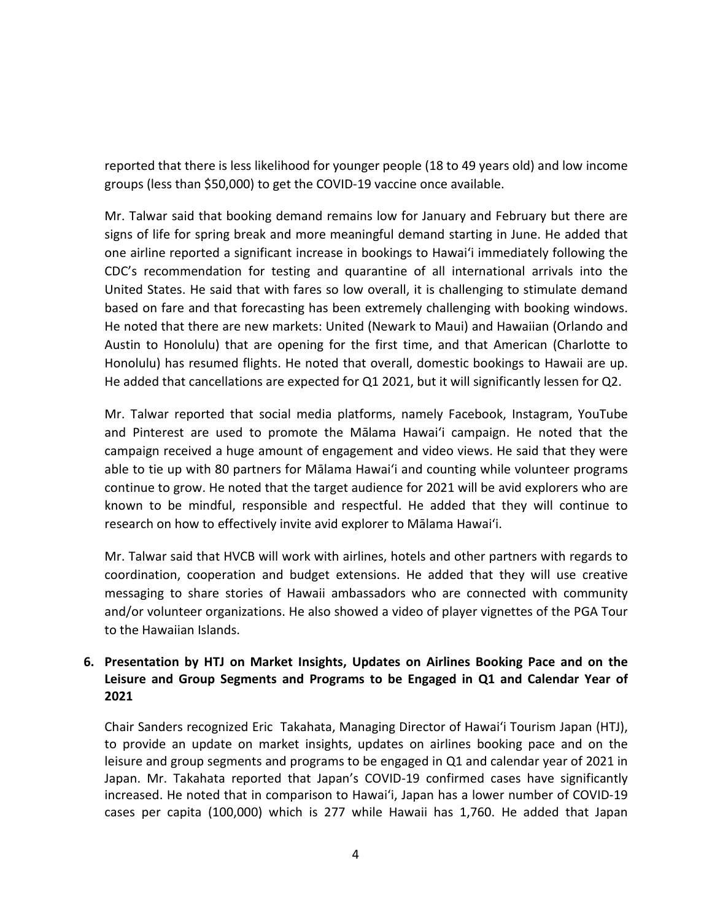reported that there is less likelihood for younger people (18 to 49 years old) and low income groups (less than $50,000) to get the COVID-19 vaccine once available.

Mr. Talwar said that booking demand remains low for January and February but there are signs of life for spring break and more meaningful demand starting in June. He added that one airline reported a significant increase in bookings to Hawaiʻi immediately following the CDC's recommendation for testing and quarantine of all international arrivals into the United States. He said that with fares so low overall, it is challenging to stimulate demand based on fare and that forecasting has been extremely challenging with booking windows. He noted that there are new markets: United (Newark to Maui) and Hawaiian (Orlando and Austin to Honolulu) that are opening for the first time, and that American (Charlotte to Honolulu) has resumed flights. He noted that overall, domestic bookings to Hawaii are up. He added that cancellations are expected for Q1 2021, but it will significantly lessen for Q2.

Mr. Talwar reported that social media platforms, namely Facebook, Instagram, YouTube and Pinterest are used to promote the Mālama Hawaiʻi campaign. He noted that the campaign received a huge amount of engagement and video views. He said that they were able to tie up with 80 partners for Mālama Hawaiʻi and counting while volunteer programs continue to grow. He noted that the target audience for 2021 will be avid explorers who are known to be mindful, responsible and respectful. He added that they will continue to research on how to effectively invite avid explorer to Mālama Hawaiʻi.

Mr. Talwar said that HVCB will work with airlines, hotels and other partners with regards to coordination, cooperation and budget extensions. He added that they will use creative messaging to share stories of Hawaii ambassadors who are connected with community and/or volunteer organizations. He also showed a video of player vignettes of the PGA Tour to the Hawaiian Islands.

**6. Presentation by HTJ on Market Insights, Updates on Airlines Booking Pace and on the Leisure and Group Segments and Programs to be Engaged in Q1 and Calendar Year of 2021**

Chair Sanders recognized Eric Takahata, Managing Director of Hawaiʻi Tourism Japan (HTJ), to provide an update on market insights, updates on airlines booking pace and on the leisure and group segments and programs to be engaged in Q1 and calendar year of 2021 in Japan. Mr. Takahata reported that Japan's COVID-19 confirmed cases have significantly increased. He noted that in comparison to Hawaiʻi, Japan has a lower number of COVID-19 cases per capita (100,000) which is 277 while Hawaii has 1,760. He added that Japan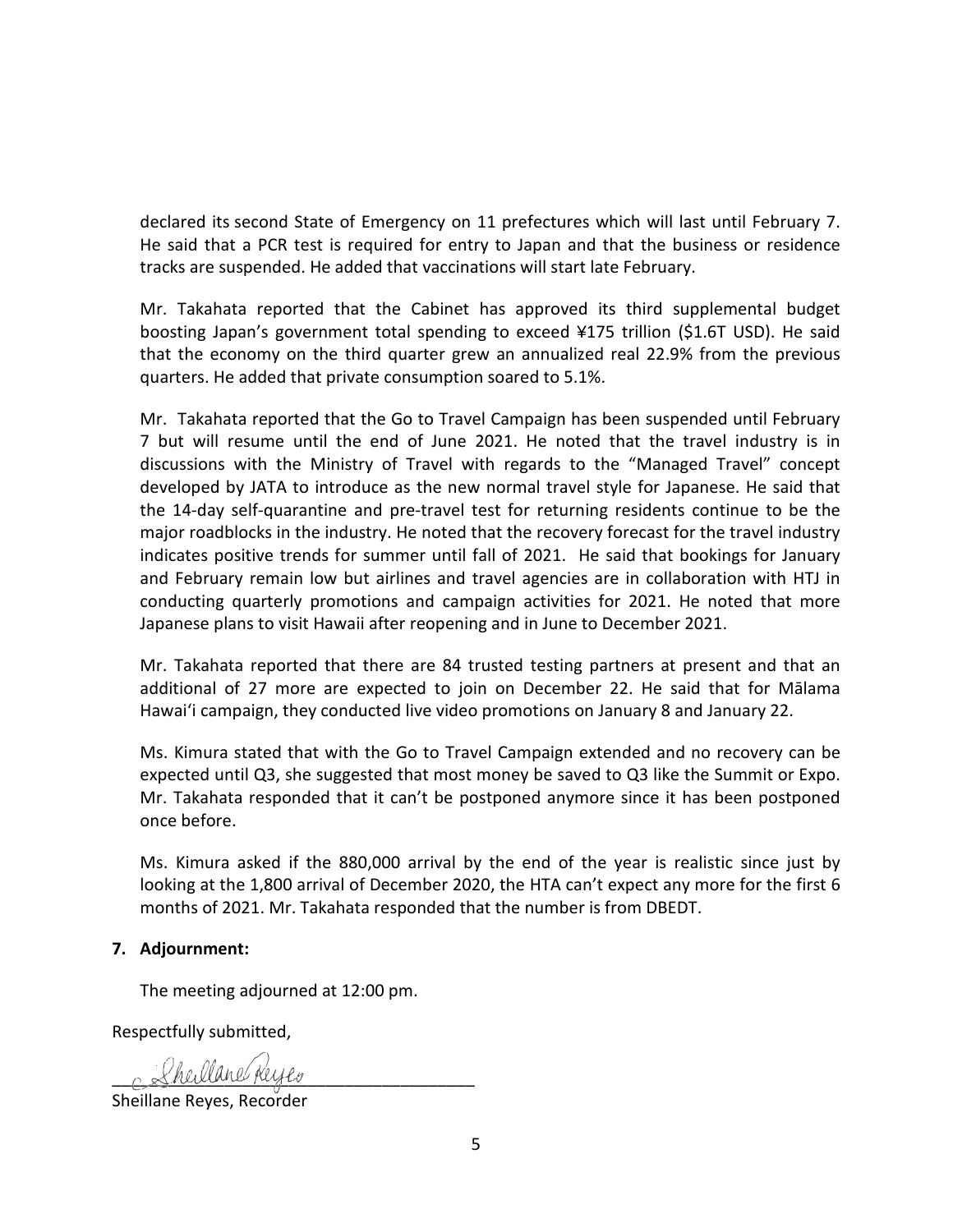declared its second State of Emergency on 11 prefectures which will last until February 7. He said that a PCR test is required for entry to Japan and that the business or residence tracks are suspended. He added that vaccinations will start late February.

Mr. Takahata reported that the Cabinet has approved its third supplemental budget boosting Japan's government total spending to exceed ¥175 trillion ($1.6T USD). He said that the economy on the third quarter grew an annualized real 22.9% from the previous quarters. He added that private consumption soared to 5.1%.

Mr. Takahata reported that the Go to Travel Campaign has been suspended until February 7 but will resume until the end of June 2021. He noted that the travel industry is in discussions with the Ministry of Travel with regards to the "Managed Travel" concept developed by JATA to introduce as the new normal travel style for Japanese. He said that the 14-day self-quarantine and pre-travel test for returning residents continue to be the major roadblocks in the industry. He noted that the recovery forecast for the travel industry indicates positive trends for summer until fall of 2021. He said that bookings for January and February remain low but airlines and travel agencies are in collaboration with HTJ in conducting quarterly promotions and campaign activities for 2021. He noted that more Japanese plans to visit Hawaii after reopening and in June to December 2021.

Mr. Takahata reported that there are 84 trusted testing partners at present and that an additional of 27 more are expected to join on December 22. He said that for Mālama Hawaiʻi campaign, they conducted live video promotions on January 8 and January 22.

Ms. Kimura stated that with the Go to Travel Campaign extended and no recovery can be expected until Q3, she suggested that most money be saved to Q3 like the Summit or Expo. Mr. Takahata responded that it can't be postponed anymore since it has been postponed once before.

Ms. Kimura asked if the 880,000 arrival by the end of the year is realistic since just by looking at the 1,800 arrival of December 2020, the HTA can't expect any more for the first 6 months of 2021. Mr. Takahata responded that the number is from DBEDT.

**7. Adjournment:**

The meeting adjourned at 12:00 pm.

Respectfully submitted,

Sheillane Reyes

Sheillane Reyes, Recorder